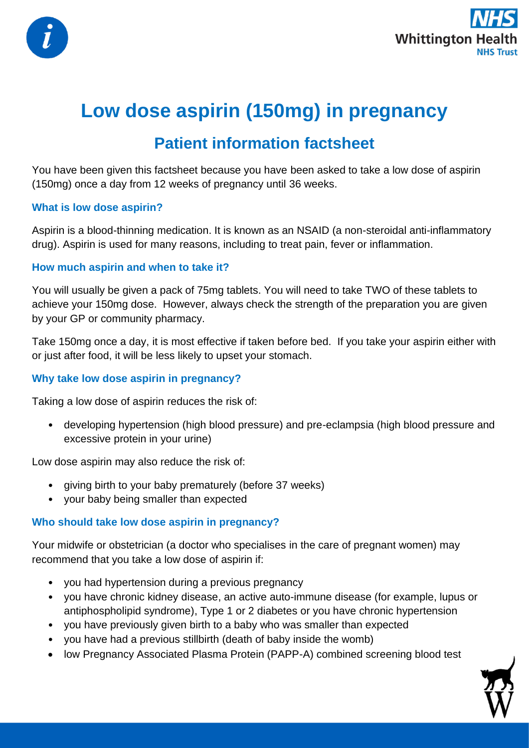# Low dose aspirin (150mg) in pregnancy

## Patient information factsheet

You have been given this factsheet because you have been asked to take a low dose of aspirin (150mg) once a day from 12 weeks of pregnancy until 36 weeks.

### What is low dose aspirin?

Aspirin is a blood-thinning medication. It is known as an NSAID (a non-steroidal anti-inflammatory drug). Aspirin is used for many reasons, including to treat pain, fever or inflammation.

### How much aspirin and when to take it?

You will usually be given a pack of 75mg tablets. You will need to take TWO of these tablets to achieve your 150mg dose. However, always check the strength of the preparation you are given by your GP or community pharmacy.

Take 150mg once a day, it is most effective if taken before bed. If you take your aspirin either with or just after food, it will be less likely to upset your stomach.

### Why take low dose aspirin in pregnancy?

Taking a low dose of aspirin reduces the risk of:

- developing hypertension (high blood pressure) and pre-eclampsia (high blood pressure and excessive protein in your urine)

Low dose aspirin may also reduce the risk of:

- giving birth to your baby prematurely (before 37 weeks)
- your baby being smaller than expected

### Who should take low dose aspirin in pregnancy?

Your midwife or obstetrician (a doctor who specialises in the care of pregnant women) may recommend that you take a low dose of aspirin if:

- you had hypertension during a previous pregnancy
- you have chronic kidney disease, an active auto-immune disease (for example, lupus or antiphospholipid syndrome), Type 1 or 2 diabetes or you have chronic hypertension
- you have previously given birth to a baby who was smaller than expected
- you have had a previous stillbirth (death of baby inside the womb)
- low Pregnancy Associated Plasma Protein (PAPP-A) combined screening blood test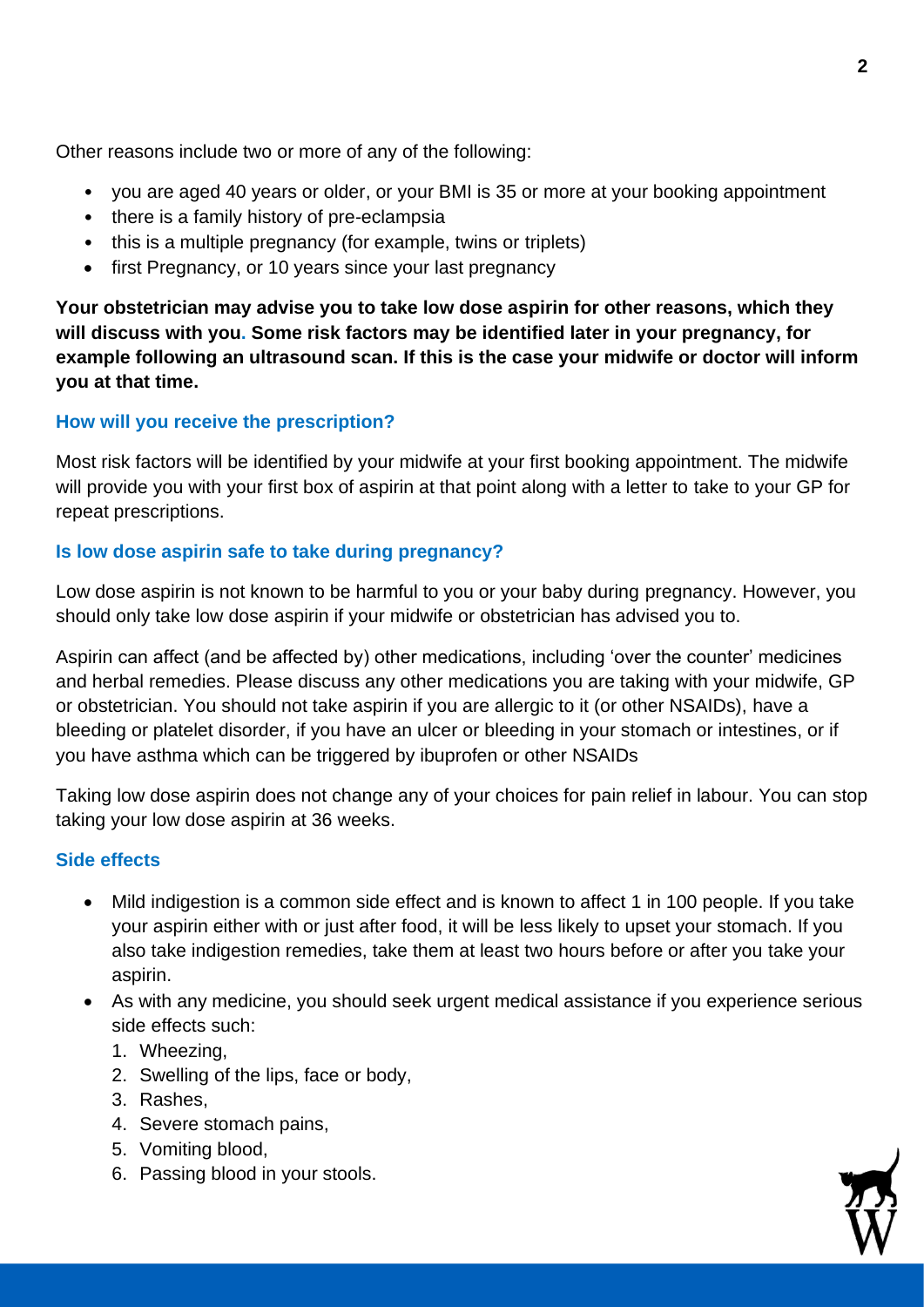Other reasons include two or more of any of the following:

- you are aged 40 years or older, or your BMI is 35 or more at your booking appointment
- there is a family history of pre-eclampsia
- this is a multiple pregnancy (for example, twins or triplets)
- first Pregnancy, or 10 years since your last pregnancy

**Your obstetrician may advise you to take low dose aspirin for other reasons, which they will discuss with you. Some risk factors may be identified later in your pregnancy, for example following an ultrasound scan. If this is the case your midwife or doctor will inform you at that time.**

### How will you receive the prescription?

Most risk factors will be identified by your midwife at your first booking appointment. The midwife will provide you with your first box of aspirin at that point along with a letter to take to your GP for repeat prescriptions.

### Is low dose aspirin safe to take during pregnancy?

Low dose aspirin is not known to be harmful to you or your baby during pregnancy. However, you should only take low dose aspirin if your midwife or obstetrician has advised you to.

Aspirin can affect (and be affected by) other medications, including 'over the counter' medicines and herbal remedies. Please discuss any other medications you are taking with your midwife, GP or obstetrician. You should not take aspirin if you are allergic to it (or other NSAIDs), have a bleeding or platelet disorder, if you have an ulcer or bleeding in your stomach or intestines, or if you have asthma which can be triggered by ibuprofen or other NSAIDs

Taking low dose aspirin does not change any of your choices for pain relief in labour. You can stop taking your low dose aspirin at 36 weeks.

### Side effects

- Mild indigestion is a common side effect and is known to affect 1 in 100 people. If you take your aspirin either with or just after food, it will be less likely to upset your stomach. If you also take indigestion remedies, take them at least two hours before or after you take your aspirin.
- As with any medicine, you should seek urgent medical assistance if you experience serious side effects such:
  1. Wheezing,
  2. Swelling of the lips, face or body,
  3. Rashes,
  4. Severe stomach pains,
  5. Vomiting blood,
  6. Passing blood in your stools.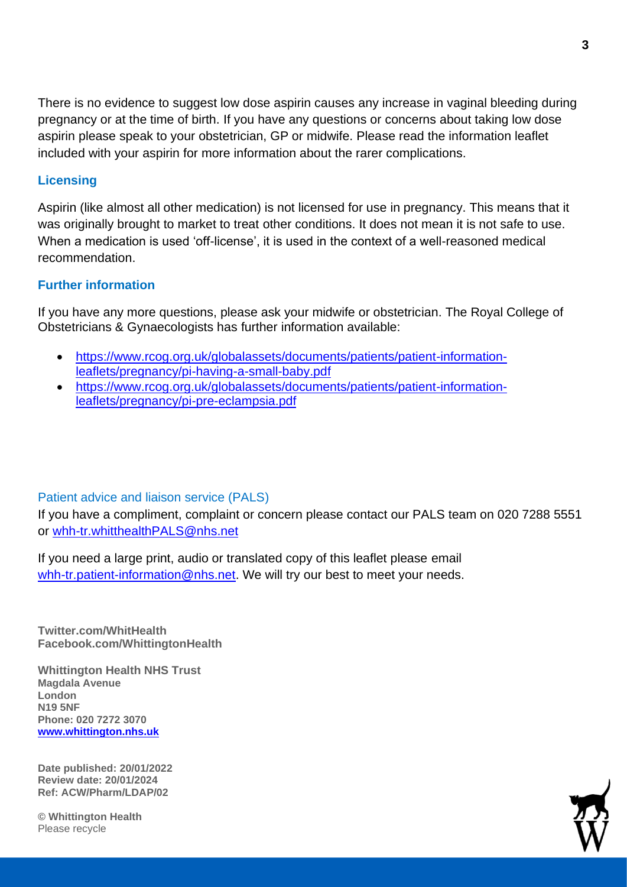There is no evidence to suggest low dose aspirin causes any increase in vaginal bleeding during pregnancy or at the time of birth. If you have any questions or concerns about taking low dose aspirin please speak to your obstetrician, GP or midwife. Please read the information leaflet included with your aspirin for more information about the rarer complications.

## Licensing

Aspirin (like almost all other medication) is not licensed for use in pregnancy. This means that it was originally brought to market to treat other conditions. It does not mean it is not safe to use. When a medication is used 'off-license', it is used in the context of a well-reasoned medical recommendation.

## Further information

If you have any more questions, please ask your midwife or obstetrician. The Royal College of Obstetricians & Gynaecologists has further information available:

- https://www.rcog.org.uk/globalassets/documents/patients/patient-information-leaflets/pregnancy/pi-having-a-small-baby.pdf
- https://www.rcog.org.uk/globalassets/documents/patients/patient-information-leaflets/pregnancy/pi-pre-eclampsia.pdf

### Patient advice and liaison service (PALS)

If you have a compliment, complaint or concern please contact our PALS team on 020 7288 5551 or whh-tr.whitthealthPALS@nhs.net

If you need a large print, audio or translated copy of this leaflet please email whh-tr.patient-information@nhs.net. We will try our best to meet your needs.

**Twitter.com/WhitHealth**
**Facebook.com/WhittingtonHealth**

**Whittington Health NHS Trust**
**Magdala Avenue**
**London**
**N19 5NF**
**Phone: 020 7272 3070**
**www.whittington.nhs.uk**

**Date published: 20/01/2022**
**Review date: 20/01/2024**
**Ref: ACW/Pharm/LDAP/02**

**© Whittington Health**
Please recycle